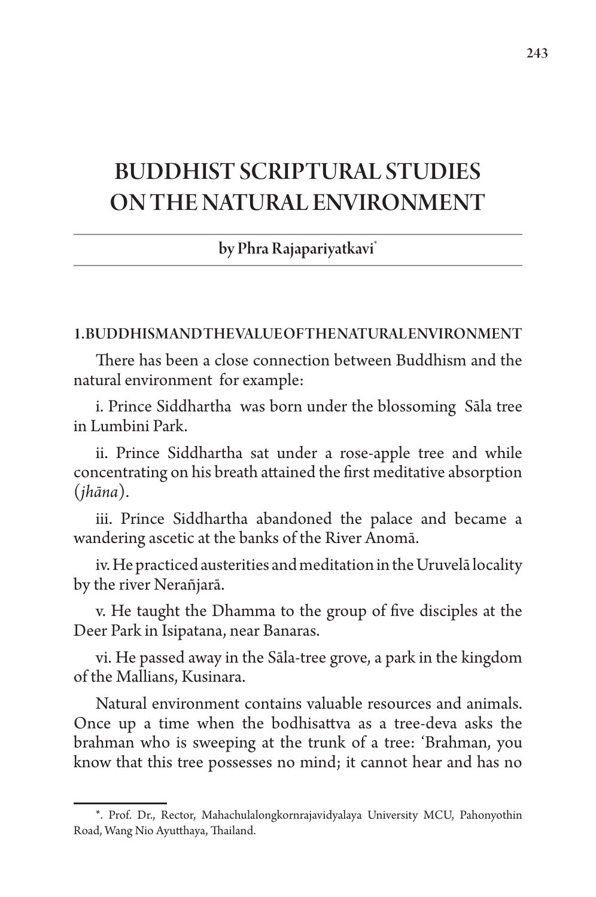# BUDDHIST SCRIPTURAL STUDIES ON THE NATURAL ENVIRONMENT

by Phra Rajapariyatkavi*

## 1. BUDDHISM AND THE VALUE OF THE NATURAL ENVIRONMENT

There has been a close connection between Buddhism and the natural environment for example:

i. Prince Siddhartha was born under the blossoming Sāla tree in Lumbini Park.

ii. Prince Siddhartha sat under a rose-apple tree and while concentrating on his breath attained the first meditative absorption (*jhāna*).

iii. Prince Siddhartha abandoned the palace and became a wandering ascetic at the banks of the River Anomā.

iv. He practiced austerities and meditation in the Uruvelā locality by the river Nerañjarā.

v. He taught the Dhamma to the group of five disciples at the Deer Park in Isipatana, near Banaras.

vi. He passed away in the Sāla-tree grove, a park in the kingdom of the Mallians, Kusinara.

Natural environment contains valuable resources and animals. Once up a time when the bodhisattva as a tree-deva asks the brahman who is sweeping at the trunk of a tree: 'Brahman, you know that this tree possesses no mind; it cannot hear and has no

*. Prof. Dr., Rector, Mahachulalongkornrajavidyalaya University MCU, Pahonyothin Road, Wang Nio Ayutthaya, Thailand.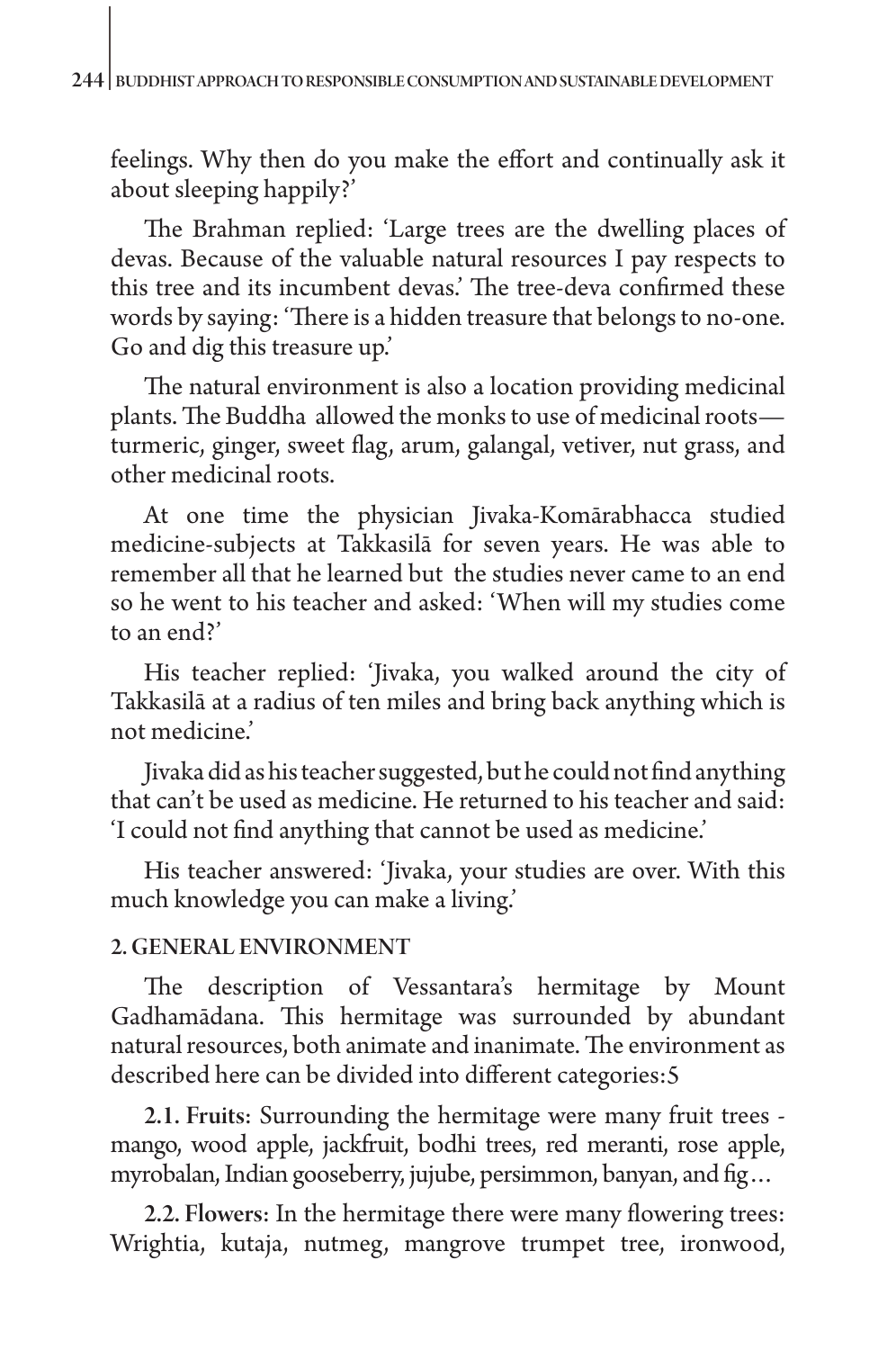feelings. Why then do you make the effort and continually ask it about sleeping happily?'

The Brahman replied: 'Large trees are the dwelling places of devas. Because of the valuable natural resources I pay respects to this tree and its incumbent devas.' The tree-deva confirmed these words by saying: 'There is a hidden treasure that belongs to no-one. Go and dig this treasure up.'

The natural environment is also a location providing medicinal plants. The Buddha allowed the monks to use of medicinal roots—turmeric, ginger, sweet flag, arum, galangal, vetiver, nut grass, and other medicinal roots.

At one time the physician Jivaka-Komārabhacca studied medicine-subjects at Takkasilā for seven years. He was able to remember all that he learned but the studies never came to an end so he went to his teacher and asked: 'When will my studies come to an end?'

His teacher replied: 'Jivaka, you walked around the city of Takkasilā at a radius of ten miles and bring back anything which is not medicine.'

Jivaka did as his teacher suggested, but he could not find anything that can't be used as medicine. He returned to his teacher and said: 'I could not find anything that cannot be used as medicine.'

His teacher answered: 'Jivaka, your studies are over. With this much knowledge you can make a living.'

## 2. GENERAL ENVIRONMENT

The description of Vessantara's hermitage by Mount Gadhamādana. This hermitage was surrounded by abundant natural resources, both animate and inanimate. The environment as described here can be divided into different categories:5

**2.1. Fruits**: Surrounding the hermitage were many fruit trees - mango, wood apple, jackfruit, bodhi trees, red meranti, rose apple, myrobalan, Indian gooseberry, jujube, persimmon, banyan, and fig…

**2.2. Flowers**: In the hermitage there were many flowering trees: Wrightia, kutaja, nutmeg, mangrove trumpet tree, ironwood,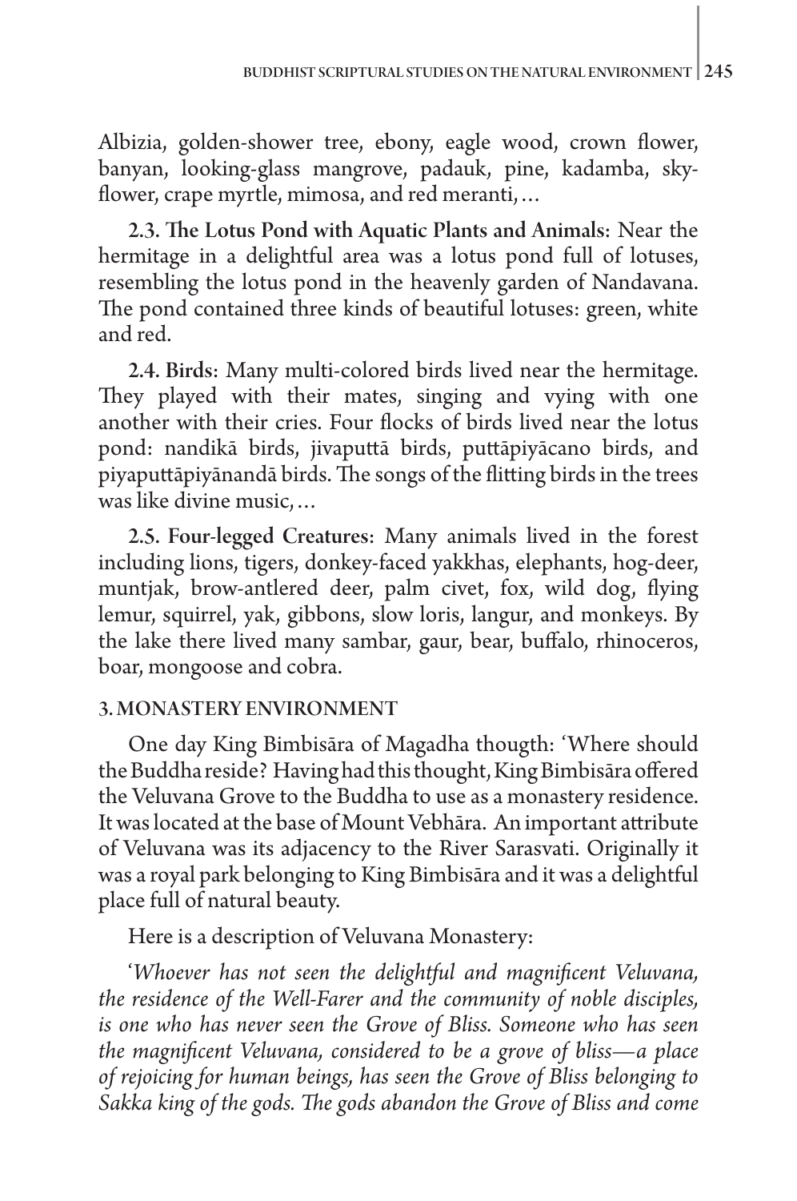Albizia, golden-shower tree, ebony, eagle wood, crown flower, banyan, looking-glass mangrove, padauk, pine, kadamba, sky-flower, crape myrtle, mimosa, and red meranti, …

**2.3. The Lotus Pond with Aquatic Plants and Animals:** Near the hermitage in a delightful area was a lotus pond full of lotuses, resembling the lotus pond in the heavenly garden of Nandavana. The pond contained three kinds of beautiful lotuses: green, white and red.

**2.4. Birds:** Many multi-colored birds lived near the hermitage. They played with their mates, singing and vying with one another with their cries. Four flocks of birds lived near the lotus pond: nandikā birds, jivaputtā birds, puttāpiyācano birds, and piyaputtāpiyānandā birds. The songs of the flitting birds in the trees was like divine music, …

**2.5. Four-legged Creatures:** Many animals lived in the forest including lions, tigers, donkey-faced yakkhas, elephants, hog-deer, muntjak, brow-antlered deer, palm civet, fox, wild dog, flying lemur, squirrel, yak, gibbons, slow loris, langur, and monkeys. By the lake there lived many sambar, gaur, bear, buffalo, rhinoceros, boar, mongoose and cobra.

## 3. MONASTERY ENVIRONMENT

One day King Bimbisāra of Magadha thougth: 'Where should the Buddha reside? Having had this thought, King Bimbisāra offered the Veluvana Grove to the Buddha to use as a monastery residence. It was located at the base of Mount Vebhāra. An important attribute of Veluvana was its adjacency to the River Sarasvati. Originally it was a royal park belonging to King Bimbisāra and it was a delightful place full of natural beauty.

Here is a description of Veluvana Monastery:

'*Whoever has not seen the delightful and magnificent Veluvana, the residence of the Well-Farer and the community of noble disciples, is one who has never seen the Grove of Bliss. Someone who has seen the magnificent Veluvana, considered to be a grove of bliss—a place of rejoicing for human beings, has seen the Grove of Bliss belonging to Sakka king of the gods. The gods abandon the Grove of Bliss and come*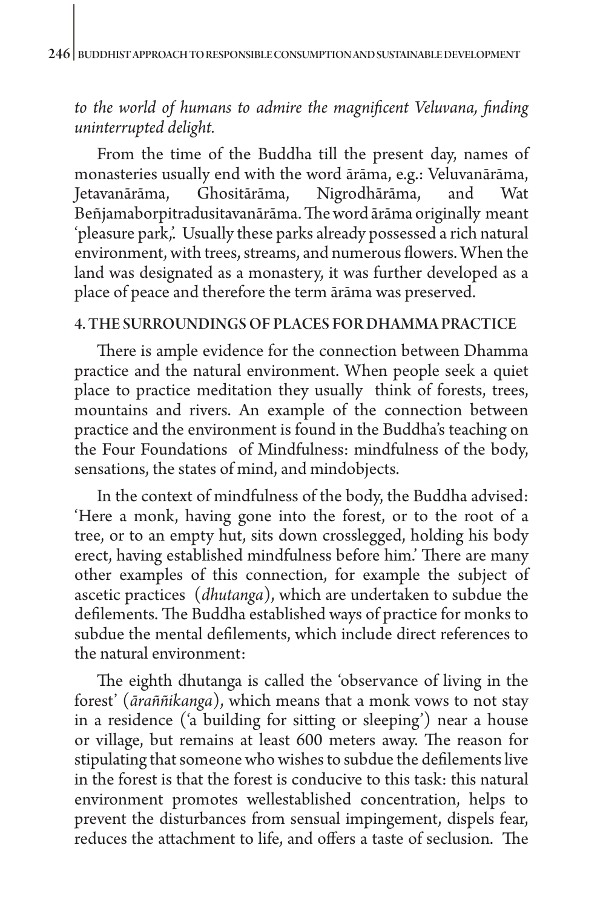*to the world of humans to admire the magnificent Veluvana, finding uninterrupted delight.*

From the time of the Buddha till the present day, names of monasteries usually end with the word ārāma, e.g.: Veluvanārāma, Jetavanārāma, Ghositārāma, Nigrodhārāma, and Wat Beñjamaborpitradusitavanārāma. The word ārāma originally meant 'pleasure park,'. Usually these parks already possessed a rich natural environment, with trees, streams, and numerous flowers. When the land was designated as a monastery, it was further developed as a place of peace and therefore the term ārāma was preserved.

## 4. THE SURROUNDINGS OF PLACES FOR DHAMMA PRACTICE

There is ample evidence for the connection between Dhamma practice and the natural environment. When people seek a quiet place to practice meditation they usually think of forests, trees, mountains and rivers. An example of the connection between practice and the environment is found in the Buddha's teaching on the Four Foundations of Mindfulness: mindfulness of the body, sensations, the states of mind, and mindobjects.

In the context of mindfulness of the body, the Buddha advised: 'Here a monk, having gone into the forest, or to the root of a tree, or to an empty hut, sits down crosslegged, holding his body erect, having established mindfulness before him.' There are many other examples of this connection, for example the subject of ascetic practices (*dhutanga*), which are undertaken to subdue the defilements. The Buddha established ways of practice for monks to subdue the mental defilements, which include direct references to the natural environment:

The eighth dhutanga is called the 'observance of living in the forest' (*āraññikanga*), which means that a monk vows to not stay in a residence ('a building for sitting or sleeping') near a house or village, but remains at least 600 meters away. The reason for stipulating that someone who wishes to subdue the defilements live in the forest is that the forest is conducive to this task: this natural environment promotes wellestablished concentration, helps to prevent the disturbances from sensual impingement, dispels fear, reduces the attachment to life, and offers a taste of seclusion. The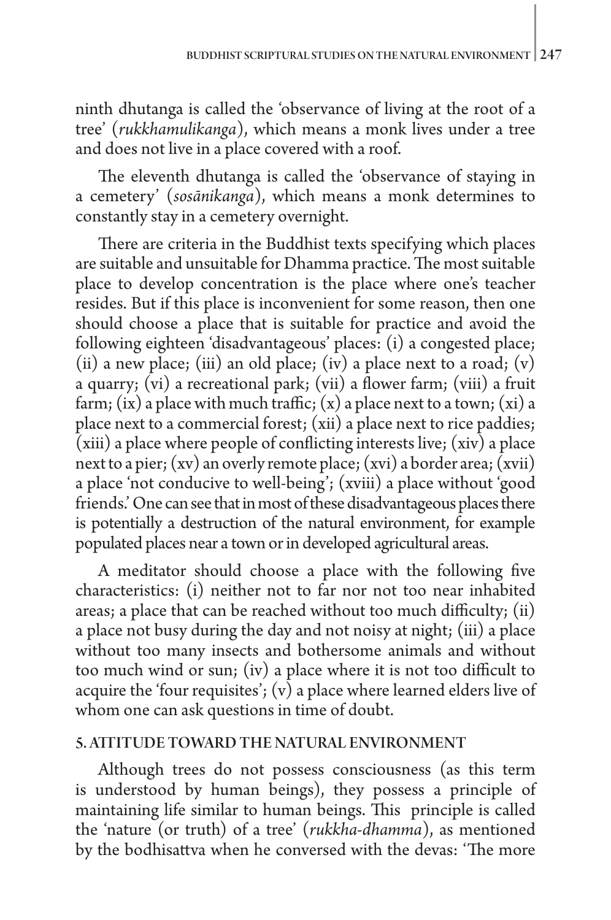ninth dhutanga is called the 'observance of living at the root of a tree' (*rukkhamulikanga*), which means a monk lives under a tree and does not live in a place covered with a roof.

The eleventh dhutanga is called the 'observance of staying in a cemetery' (*sosānikanga*), which means a monk determines to constantly stay in a cemetery overnight.

There are criteria in the Buddhist texts specifying which places are suitable and unsuitable for Dhamma practice. The most suitable place to develop concentration is the place where one's teacher resides. But if this place is inconvenient for some reason, then one should choose a place that is suitable for practice and avoid the following eighteen 'disadvantageous' places: (i) a congested place; (ii) a new place; (iii) an old place; (iv) a place next to a road; (v) a quarry; (vi) a recreational park; (vii) a flower farm; (viii) a fruit farm; (ix) a place with much traffic; (x) a place next to a town; (xi) a place next to a commercial forest; (xii) a place next to rice paddies; (xiii) a place where people of conflicting interests live; (xiv) a place next to a pier; (xv) an overly remote place; (xvi) a border area; (xvii) a place 'not conducive to well-being'; (xviii) a place without 'good friends.' One can see that in most of these disadvantageous places there is potentially a destruction of the natural environment, for example populated places near a town or in developed agricultural areas.

A meditator should choose a place with the following five characteristics: (i) neither not to far nor not too near inhabited areas; a place that can be reached without too much difficulty; (ii) a place not busy during the day and not noisy at night; (iii) a place without too many insects and bothersome animals and without too much wind or sun; (iv) a place where it is not too difficult to acquire the 'four requisites'; (v) a place where learned elders live of whom one can ask questions in time of doubt.

## 5. ATTITUDE TOWARD THE NATURAL ENVIRONMENT

Although trees do not possess consciousness (as this term is understood by human beings), they possess a principle of maintaining life similar to human beings. This principle is called the 'nature (or truth) of a tree' (*rukkha-dhamma*), as mentioned by the bodhisattva when he conversed with the devas: 'The more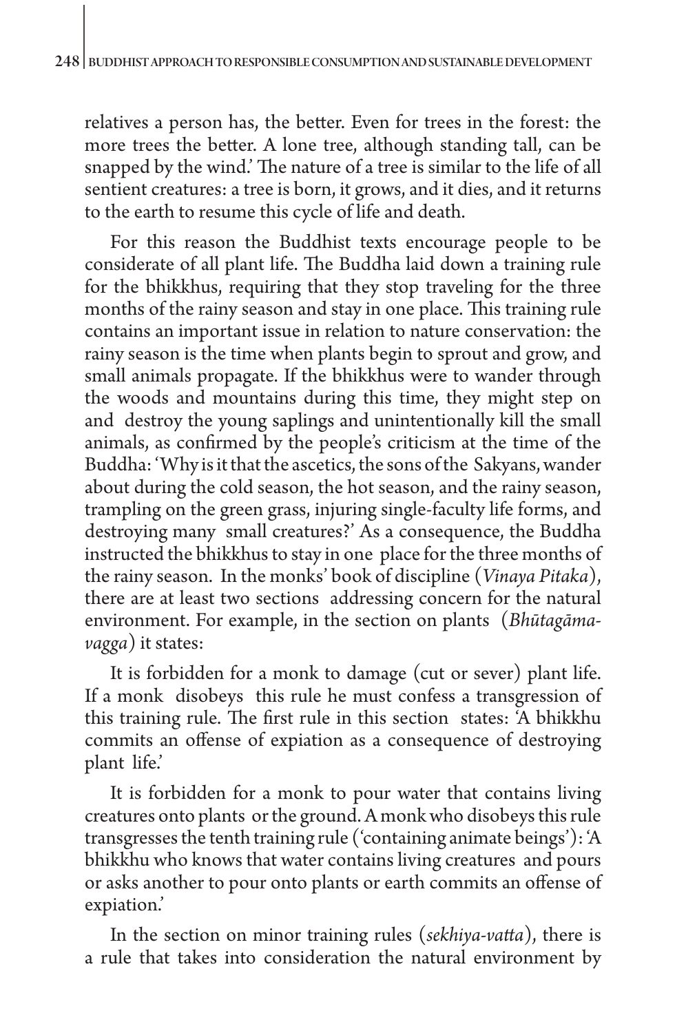relatives a person has, the better. Even for trees in the forest: the more trees the better. A lone tree, although standing tall, can be snapped by the wind.' The nature of a tree is similar to the life of all sentient creatures: a tree is born, it grows, and it dies, and it returns to the earth to resume this cycle of life and death.

For this reason the Buddhist texts encourage people to be considerate of all plant life. The Buddha laid down a training rule for the bhikkhus, requiring that they stop traveling for the three months of the rainy season and stay in one place. This training rule contains an important issue in relation to nature conservation: the rainy season is the time when plants begin to sprout and grow, and small animals propagate. If the bhikkhus were to wander through the woods and mountains during this time, they might step on and destroy the young saplings and unintentionally kill the small animals, as confirmed by the people's criticism at the time of the Buddha: 'Why is it that the ascetics, the sons of the Sakyans, wander about during the cold season, the hot season, and the rainy season, trampling on the green grass, injuring single-faculty life forms, and destroying many small creatures?' As a consequence, the Buddha instructed the bhikkhus to stay in one place for the three months of the rainy season. In the monks' book of discipline (*Vinaya Pitaka*), there are at least two sections addressing concern for the natural environment. For example, in the section on plants (*Bhūtagāma-vagga*) it states:

It is forbidden for a monk to damage (cut or sever) plant life. If a monk disobeys this rule he must confess a transgression of this training rule. The first rule in this section states: 'A bhikkhu commits an offense of expiation as a consequence of destroying plant life.'

It is forbidden for a monk to pour water that contains living creatures onto plants or the ground. A monk who disobeys this rule transgresses the tenth training rule ('containing animate beings'): 'A bhikkhu who knows that water contains living creatures and pours or asks another to pour onto plants or earth commits an offense of expiation.'

In the section on minor training rules (*sekhiya-vatta*), there is a rule that takes into consideration the natural environment by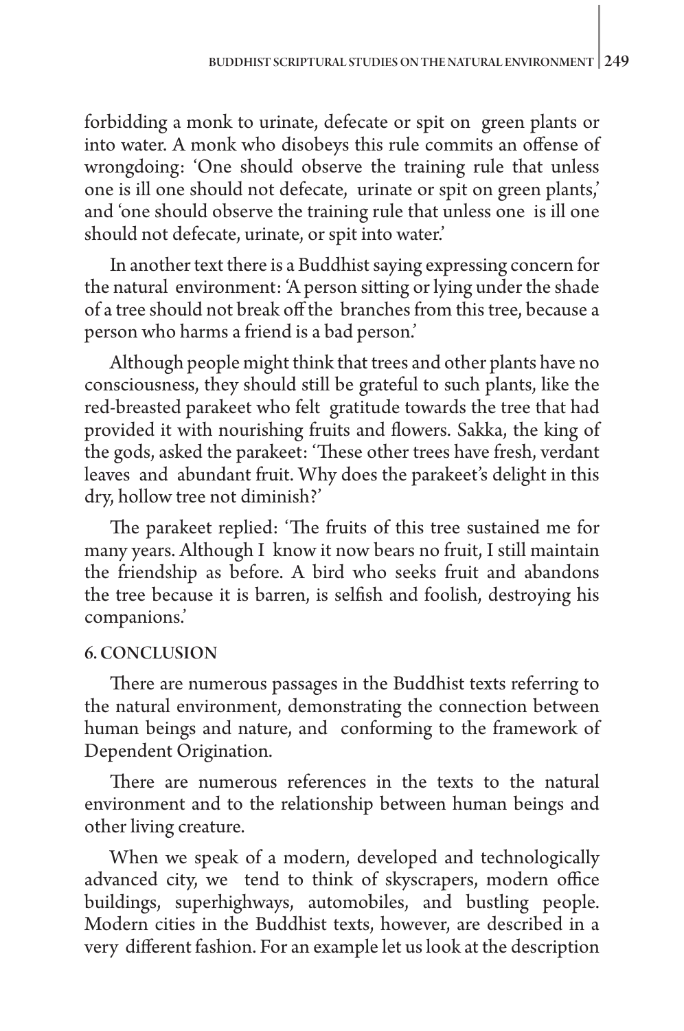forbidding a monk to urinate, defecate or spit on green plants or into water. A monk who disobeys this rule commits an offense of wrongdoing: 'One should observe the training rule that unless one is ill one should not defecate, urinate or spit on green plants,' and 'one should observe the training rule that unless one is ill one should not defecate, urinate, or spit into water.'

In another text there is a Buddhist saying expressing concern for the natural environment: 'A person sitting or lying under the shade of a tree should not break off the branches from this tree, because a person who harms a friend is a bad person.'

Although people might think that trees and other plants have no consciousness, they should still be grateful to such plants, like the red-breasted parakeet who felt gratitude towards the tree that had provided it with nourishing fruits and flowers. Sakka, the king of the gods, asked the parakeet: 'These other trees have fresh, verdant leaves and abundant fruit. Why does the parakeet's delight in this dry, hollow tree not diminish?'

The parakeet replied: 'The fruits of this tree sustained me for many years. Although I know it now bears no fruit, I still maintain the friendship as before. A bird who seeks fruit and abandons the tree because it is barren, is selfish and foolish, destroying his companions.'

## 6. CONCLUSION

There are numerous passages in the Buddhist texts referring to the natural environment, demonstrating the connection between human beings and nature, and conforming to the framework of Dependent Origination.

There are numerous references in the texts to the natural environment and to the relationship between human beings and other living creature.

When we speak of a modern, developed and technologically advanced city, we tend to think of skyscrapers, modern office buildings, superhighways, automobiles, and bustling people. Modern cities in the Buddhist texts, however, are described in a very different fashion. For an example let us look at the description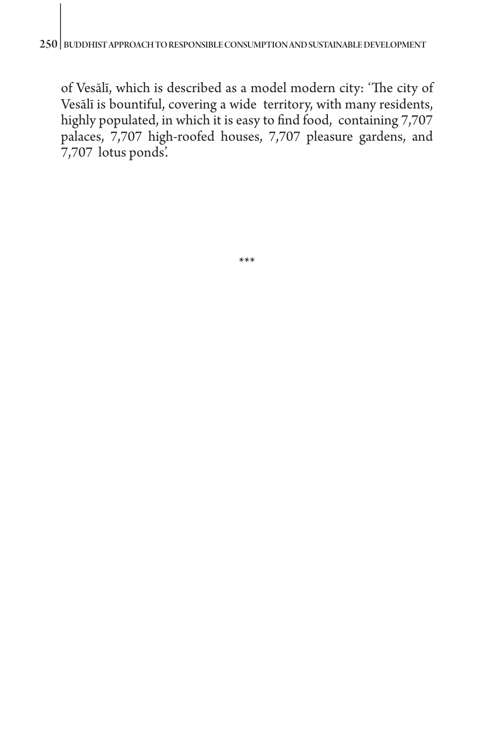of Vesālī, which is described as a model modern city: 'The city of Vesālī is bountiful, covering a wide territory, with many residents, highly populated, in which it is easy to find food, containing 7,707 palaces, 7,707 high-roofed houses, 7,707 pleasure gardens, and 7,707 lotus ponds'.

***